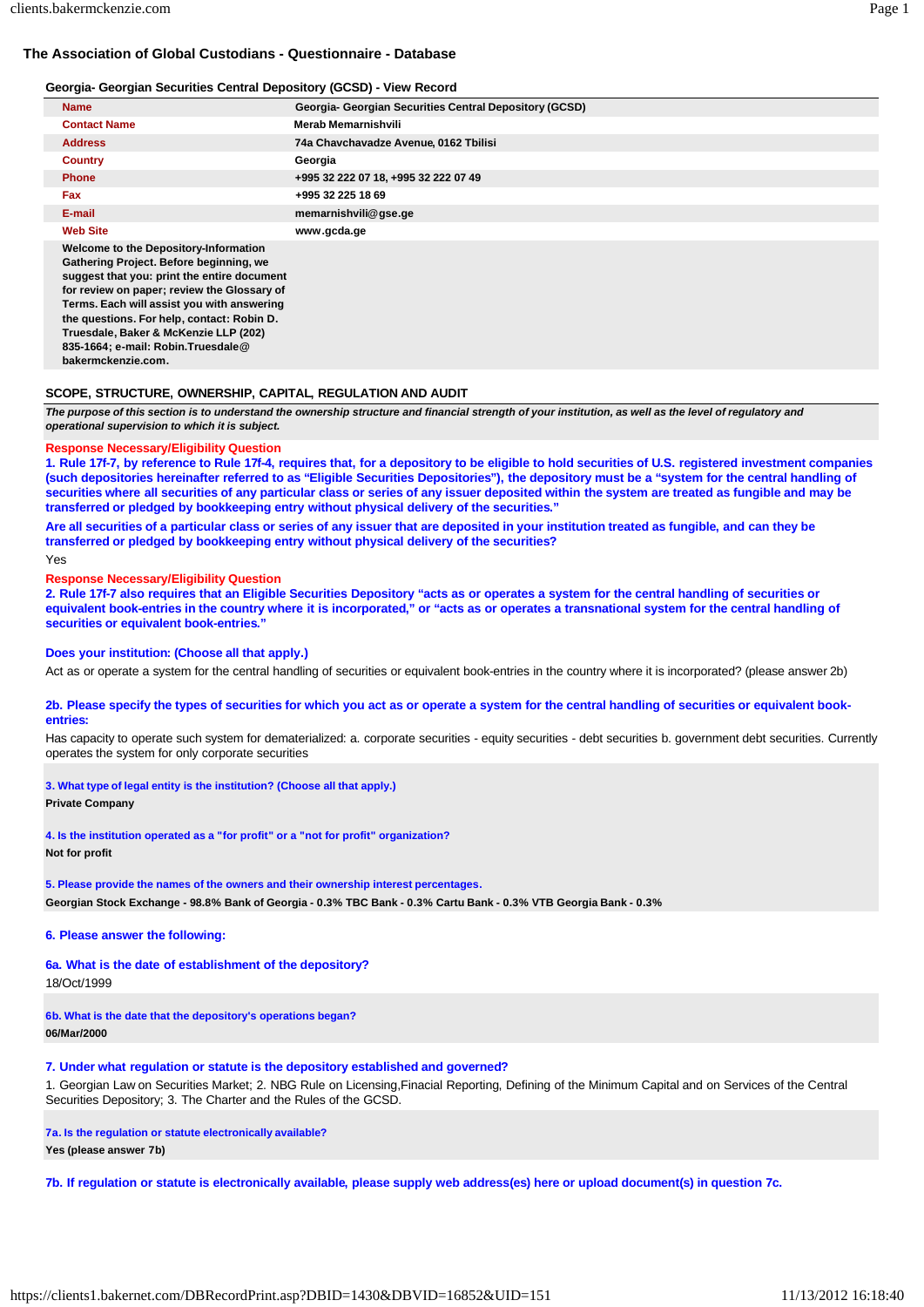# The Association of Global Custodians - Questionnaire - Database

## Georgia- Georgian Securities Central Depository (GCSD) - View Record

| | |
|---|---|
| **Name** | Georgia- Georgian Securities Central Depository (GCSD) |
| **Contact Name** | Merab Memarnishvili |
| **Address** | 74a Chavchavadze Avenue, 0162 Tbilisi |
| **Country** | Georgia |
| **Phone** | +995 32 222 07 18, +995 32 222 07 49 |
| **Fax** | +995 32 225 18 69 |
| **E-mail** | memarnishvili@gse.ge |
| **Web Site** | www.gcda.ge |

**Welcome to the Depository-Information Gathering Project. Before beginning, we suggest that you: print the entire document for review on paper; review the Glossary of Terms. Each will assist you with answering the questions. For help, contact: Robin D. Truesdale, Baker & McKenzie LLP (202) 835-1664; e-mail: Robin.Truesdale@ bakermckenzie.com.**

## SCOPE, STRUCTURE, OWNERSHIP, CAPITAL, REGULATION AND AUDIT

*The purpose of this section is to understand the ownership structure and financial strength of your institution, as well as the level of regulatory and operational supervision to which it is subject.*

**Response Necessary/Eligibility Question**

**1. Rule 17f-7, by reference to Rule 17f-4, requires that, for a depository to be eligible to hold securities of U.S. registered investment companies (such depositories hereinafter referred to as "Eligible Securities Depositories"), the depository must be a "system for the central handling of securities where all securities of any particular class or series of any issuer deposited within the system are treated as fungible and may be transferred or pledged by bookkeeping entry without physical delivery of the securities."**

**Are all securities of a particular class or series of any issuer that are deposited in your institution treated as fungible, and can they be transferred or pledged by bookkeeping entry without physical delivery of the securities?**

Yes

**Response Necessary/Eligibility Question**

**2. Rule 17f-7 also requires that an Eligible Securities Depository "acts as or operates a system for the central handling of securities or equivalent book-entries in the country where it is incorporated," or "acts as or operates a transnational system for the central handling of securities or equivalent book-entries."**

**Does your institution: (Choose all that apply.)**

Act as or operate a system for the central handling of securities or equivalent book-entries in the country where it is incorporated? (please answer 2b)

**2b. Please specify the types of securities for which you act as or operate a system for the central handling of securities or equivalent book-entries:**

Has capacity to operate such system for dematerialized: a. corporate securities - equity securities - debt securities b. government debt securities. Currently operates the system for only corporate securities

**3. What type of legal entity is the institution? (Choose all that apply.)**

**Private Company**

**4. Is the institution operated as a "for profit" or a "not for profit" organization?**

**Not for profit**

**5. Please provide the names of the owners and their ownership interest percentages.**

**Georgian Stock Exchange - 98.8% Bank of Georgia - 0.3% TBC Bank - 0.3% Cartu Bank - 0.3% VTB Georgia Bank - 0.3%**

**6. Please answer the following:**

**6a. What is the date of establishment of the depository?**

18/Oct/1999

**6b. What is the date that the depository's operations began?**

**06/Mar/2000**

**7. Under what regulation or statute is the depository established and governed?**

1. Georgian Law on Securities Market; 2. NBG Rule on Licensing,Finacial Reporting, Defining of the Minimum Capital and on Services of the Central Securities Depository; 3. The Charter and the Rules of the GCSD.

**7a. Is the regulation or statute electronically available?**

**Yes (please answer 7b)**

**7b. If regulation or statute is electronically available, please supply web address(es) here or upload document(s) in question 7c.**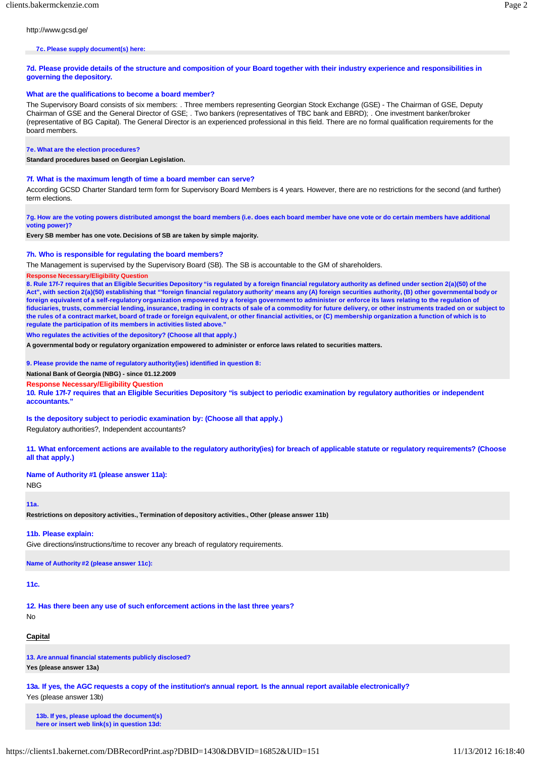http://www.gcsd.ge/

**7c. Please supply document(s) here:**

**7d. Please provide details of the structure and composition of your Board together with their industry experience and responsibilities in governing the depository.**

**What are the qualifications to become a board member?**

The Supervisory Board consists of six members: . Three members representing Georgian Stock Exchange (GSE) - The Chairman of GSE, Deputy Chairman of GSE and the General Director of GSE; . Two bankers (representatives of TBC bank and EBRD); . One investment banker/broker (representative of BG Capital). The General Director is an experienced professional in this field. There are no formal qualification requirements for the board members.

**7e. What are the election procedures?**

**Standard procedures based on Georgian Legislation.**

**7f. What is the maximum length of time a board member can serve?**

According GCSD Charter Standard term form for Supervisory Board Members is 4 years. However, there are no restrictions for the second (and further) term elections.

**7g. How are the voting powers distributed amongst the board members (i.e. does each board member have one vote or do certain members have additional voting power)?**

**Every SB member has one vote. Decisions of SB are taken by simple majority.**

**7h. Who is responsible for regulating the board members?**

The Management is supervised by the Supervisory Board (SB). The SB is accountable to the GM of shareholders.

**Response Necessary/Eligibility Question**

**8. Rule 17f-7 requires that an Eligible Securities Depository "is regulated by a foreign financial regulatory authority as defined under section 2(a)(50) of the Act", with section 2(a)(50) establishing that "'foreign financial regulatory authority' means any (A) foreign securities authority, (B) other governmental body or foreign equivalent of a self-regulatory organization empowered by a foreign government to administer or enforce its laws relating to the regulation of fiduciaries, trusts, commercial lending, insurance, trading in contracts of sale of a commodity for future delivery, or other instruments traded on or subject to the rules of a contract market, board of trade or foreign equivalent, or other financial activities, or (C) membership organization a function of which is to regulate the participation of its members in activities listed above."**

**Who regulates the activities of the depository? (Choose all that apply.)**

**A governmental body or regulatory organization empowered to administer or enforce laws related to securities matters.**

**9. Please provide the name of regulatory authority(ies) identified in question 8:**

**National Bank of Georgia (NBG) - since 01.12.2009**

**Response Necessary/Eligibility Question**

**10. Rule 17f-7 requires that an Eligible Securities Depository "is subject to periodic examination by regulatory authorities or independent accountants."**

**Is the depository subject to periodic examination by: (Choose all that apply.)**

Regulatory authorities?, Independent accountants?

**11. What enforcement actions are available to the regulatory authority(ies) for breach of applicable statute or regulatory requirements? (Choose all that apply.)**

**Name of Authority #1 (please answer 11a):**

NBG

**11a.**

**Restrictions on depository activities., Termination of depository activities., Other (please answer 11b)**

**11b. Please explain:**

Give directions/instructions/time to recover any breach of regulatory requirements.

**Name of Authority #2 (please answer 11c):**

**11c.**

**12. Has there been any use of such enforcement actions in the last three years?**

No

## Capital

**13. Are annual financial statements publicly disclosed?**

**Yes (please answer 13a)**

**13a. If yes, the AGC requests a copy of the institution's annual report. Is the annual report available electronically?**

Yes (please answer 13b)

**13b. If yes, please upload the document(s) here or insert web link(s) in question 13d:**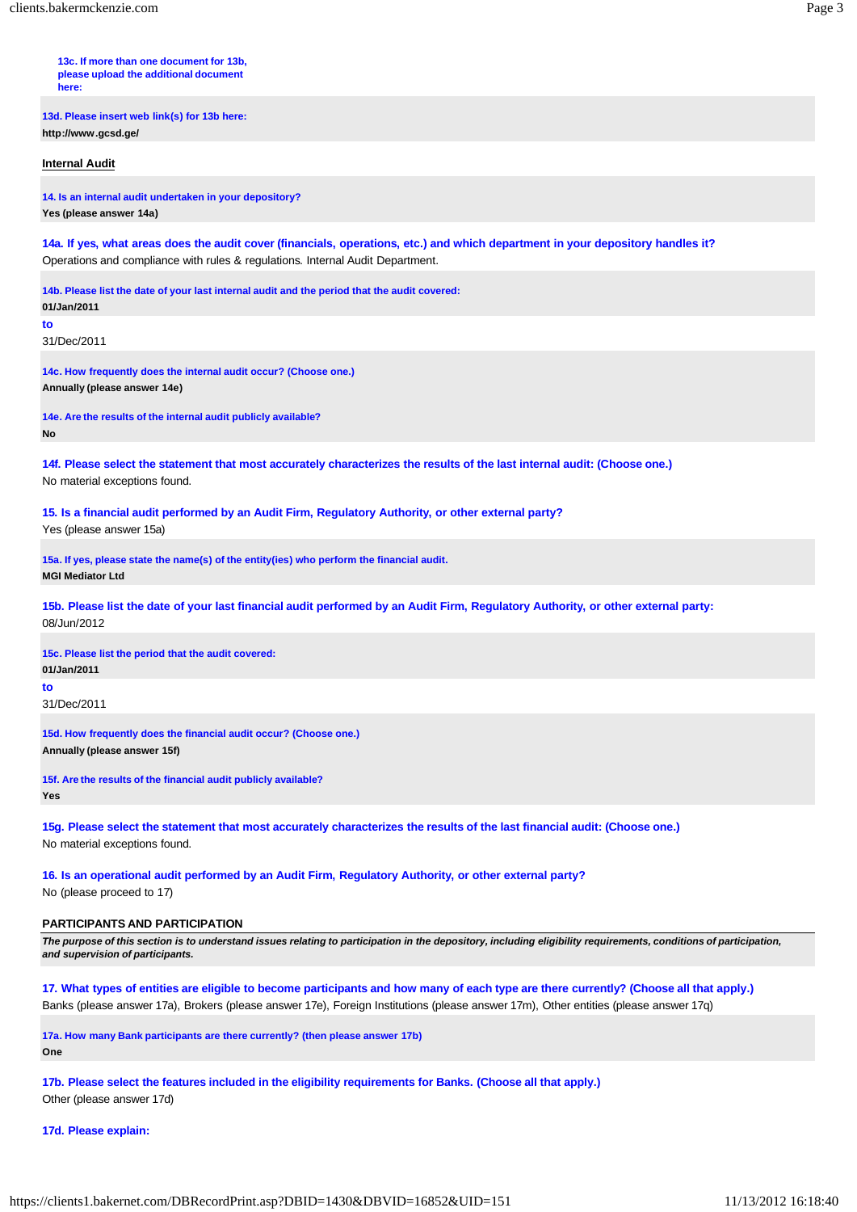**13c. If more than one document for 13b, please upload the additional document here:**

**13d. Please insert web link(s) for 13b here:**

**http://www.gcsd.ge/**

## Internal Audit

**14. Is an internal audit undertaken in your depository?**

**Yes (please answer 14a)**

**14a. If yes, what areas does the audit cover (financials, operations, etc.) and which department in your depository handles it?**

Operations and compliance with rules & regulations. Internal Audit Department.

**14b. Please list the date of your last internal audit and the period that the audit covered:**

**01/Jan/2011**

**to**

31/Dec/2011

**14c. How frequently does the internal audit occur? (Choose one.)**

**Annually (please answer 14e)**

**14e. Are the results of the internal audit publicly available?**

**No**

**14f. Please select the statement that most accurately characterizes the results of the last internal audit: (Choose one.)**

No material exceptions found.

**15. Is a financial audit performed by an Audit Firm, Regulatory Authority, or other external party?**

Yes (please answer 15a)

**15a. If yes, please state the name(s) of the entity(ies) who perform the financial audit.**

**MGI Mediator Ltd**

**15b. Please list the date of your last financial audit performed by an Audit Firm, Regulatory Authority, or other external party:**

08/Jun/2012

**15c. Please list the period that the audit covered:**

**01/Jan/2011**

**to**

31/Dec/2011

**15d. How frequently does the financial audit occur? (Choose one.)**

**Annually (please answer 15f)**

**15f. Are the results of the financial audit publicly available?**

**Yes**

**15g. Please select the statement that most accurately characterizes the results of the last financial audit: (Choose one.)**

No material exceptions found.

**16. Is an operational audit performed by an Audit Firm, Regulatory Authority, or other external party?**

No (please proceed to 17)

## PARTICIPANTS AND PARTICIPATION

***The purpose of this section is to understand issues relating to participation in the depository, including eligibility requirements, conditions of participation, and supervision of participants.***

**17. What types of entities are eligible to become participants and how many of each type are there currently? (Choose all that apply.)**

Banks (please answer 17a), Brokers (please answer 17e), Foreign Institutions (please answer 17m), Other entities (please answer 17q)

**17a. How many Bank participants are there currently? (then please answer 17b)**

**One**

**17b. Please select the features included in the eligibility requirements for Banks. (Choose all that apply.)**

Other (please answer 17d)

**17d. Please explain:**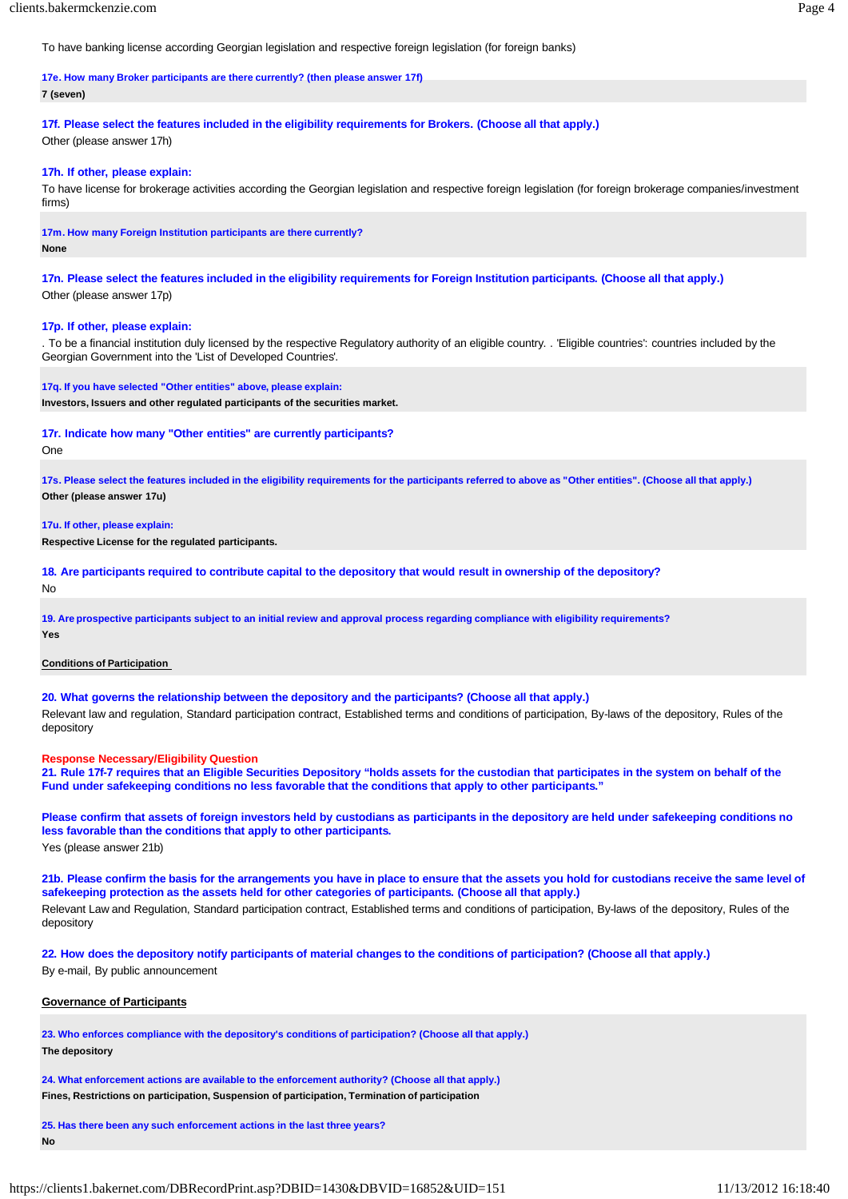To have banking license according Georgian legislation and respective foreign legislation (for foreign banks)

**17e. How many Broker participants are there currently? (then please answer 17f)**

**7 (seven)**

**17f. Please select the features included in the eligibility requirements for Brokers. (Choose all that apply.)**

Other (please answer 17h)

**17h. If other, please explain:**

To have license for brokerage activities according the Georgian legislation and respective foreign legislation (for foreign brokerage companies/investment firms)

**17m. How many Foreign Institution participants are there currently?**

**None**

**17n. Please select the features included in the eligibility requirements for Foreign Institution participants. (Choose all that apply.)**

Other (please answer 17p)

**17p. If other, please explain:**

. To be a financial institution duly licensed by the respective Regulatory authority of an eligible country. . 'Eligible countries': countries included by the Georgian Government into the 'List of Developed Countries'.

**17q. If you have selected "Other entities" above, please explain:**

**Investors, Issuers and other regulated participants of the securities market.**

**17r. Indicate how many "Other entities" are currently participants?**

One

**17s. Please select the features included in the eligibility requirements for the participants referred to above as "Other entities". (Choose all that apply.)**

**Other (please answer 17u)**

**17u. If other, please explain:**

**Respective License for the regulated participants.**

**18. Are participants required to contribute capital to the depository that would result in ownership of the depository?**

No

**19. Are prospective participants subject to an initial review and approval process regarding compliance with eligibility requirements?**

**Yes**

**Conditions of Participation**

**20. What governs the relationship between the depository and the participants? (Choose all that apply.)**

Relevant law and regulation, Standard participation contract, Established terms and conditions of participation, By-laws of the depository, Rules of the depository

**Response Necessary/Eligibility Question**

**21. Rule 17f-7 requires that an Eligible Securities Depository "holds assets for the custodian that participates in the system on behalf of the Fund under safekeeping conditions no less favorable that the conditions that apply to other participants."**

**Please confirm that assets of foreign investors held by custodians as participants in the depository are held under safekeeping conditions no less favorable than the conditions that apply to other participants.**

Yes (please answer 21b)

**21b. Please confirm the basis for the arrangements you have in place to ensure that the assets you hold for custodians receive the same level of safekeeping protection as the assets held for other categories of participants. (Choose all that apply.)**

Relevant Law and Regulation, Standard participation contract, Established terms and conditions of participation, By-laws of the depository, Rules of the depository

**22. How does the depository notify participants of material changes to the conditions of participation? (Choose all that apply.)**

By e-mail, By public announcement

**Governance of Participants**

**23. Who enforces compliance with the depository's conditions of participation? (Choose all that apply.)**

**The depository**

**24. What enforcement actions are available to the enforcement authority? (Choose all that apply.)**

**Fines, Restrictions on participation, Suspension of participation, Termination of participation**

**25. Has there been any such enforcement actions in the last three years?**

**No**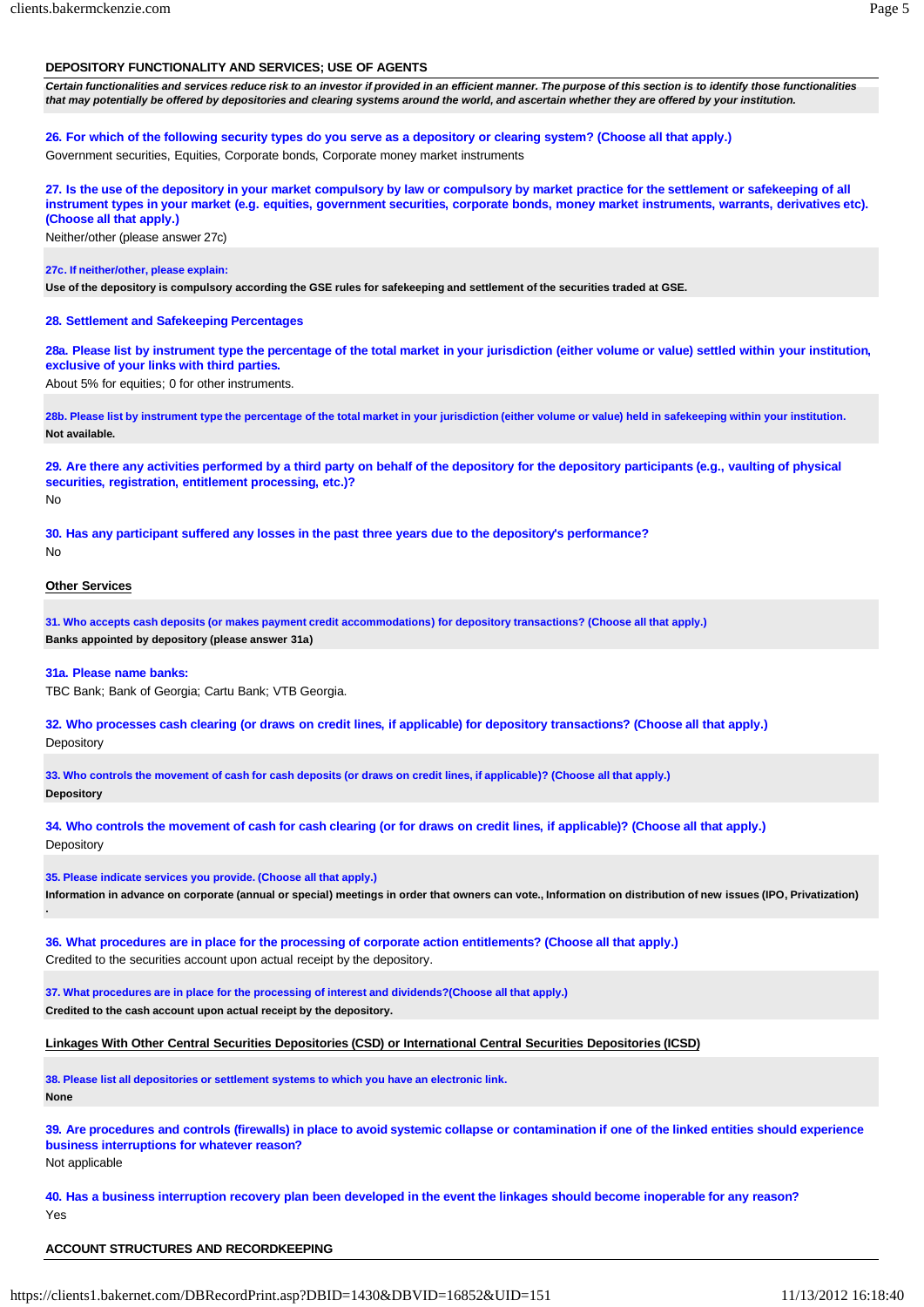## DEPOSITORY FUNCTIONALITY AND SERVICES; USE OF AGENTS

***Certain functionalities and services reduce risk to an investor if provided in an efficient manner. The purpose of this section is to identify those functionalities that may potentially be offered by depositories and clearing systems around the world, and ascertain whether they are offered by your institution.***

**26. For which of the following security types do you serve as a depository or clearing system? (Choose all that apply.)**

Government securities, Equities, Corporate bonds, Corporate money market instruments

**27. Is the use of the depository in your market compulsory by law or compulsory by market practice for the settlement or safekeeping of all instrument types in your market (e.g. equities, government securities, corporate bonds, money market instruments, warrants, derivatives etc). (Choose all that apply.)**

Neither/other (please answer 27c)

**27c. If neither/other, please explain:**

**Use of the depository is compulsory according the GSE rules for safekeeping and settlement of the securities traded at GSE.**

**28. Settlement and Safekeeping Percentages**

**28a. Please list by instrument type the percentage of the total market in your jurisdiction (either volume or value) settled within your institution, exclusive of your links with third parties.**

About 5% for equities; 0 for other instruments.

**28b. Please list by instrument type the percentage of the total market in your jurisdiction (either volume or value) held in safekeeping within your institution.**

**Not available.**

**29. Are there any activities performed by a third party on behalf of the depository for the depository participants (e.g., vaulting of physical securities, registration, entitlement processing, etc.)?**

No

**30. Has any participant suffered any losses in the past three years due to the depository's performance?**

No

### Other Services

**31. Who accepts cash deposits (or makes payment credit accommodations) for depository transactions? (Choose all that apply.)**

**Banks appointed by depository (please answer 31a)**

**31a. Please name banks:**

TBC Bank; Bank of Georgia; Cartu Bank; VTB Georgia.

**32. Who processes cash clearing (or draws on credit lines, if applicable) for depository transactions? (Choose all that apply.)**

Depository

**33. Who controls the movement of cash for cash deposits (or draws on credit lines, if applicable)? (Choose all that apply.)**

**Depository**

**34. Who controls the movement of cash for cash clearing (or for draws on credit lines, if applicable)? (Choose all that apply.)**

Depository

**35. Please indicate services you provide. (Choose all that apply.)**

**Information in advance on corporate (annual or special) meetings in order that owners can vote., Information on distribution of new issues (IPO, Privatization) .**

**36. What procedures are in place for the processing of corporate action entitlements? (Choose all that apply.)**

Credited to the securities account upon actual receipt by the depository.

**37. What procedures are in place for the processing of interest and dividends?(Choose all that apply.)**

**Credited to the cash account upon actual receipt by the depository.**

### Linkages With Other Central Securities Depositories (CSD) or International Central Securities Depositories (ICSD)

**38. Please list all depositories or settlement systems to which you have an electronic link.**

**None**

**39. Are procedures and controls (firewalls) in place to avoid systemic collapse or contamination if one of the linked entities should experience business interruptions for whatever reason?**

Not applicable

**40. Has a business interruption recovery plan been developed in the event the linkages should become inoperable for any reason?**

Yes

## ACCOUNT STRUCTURES AND RECORDKEEPING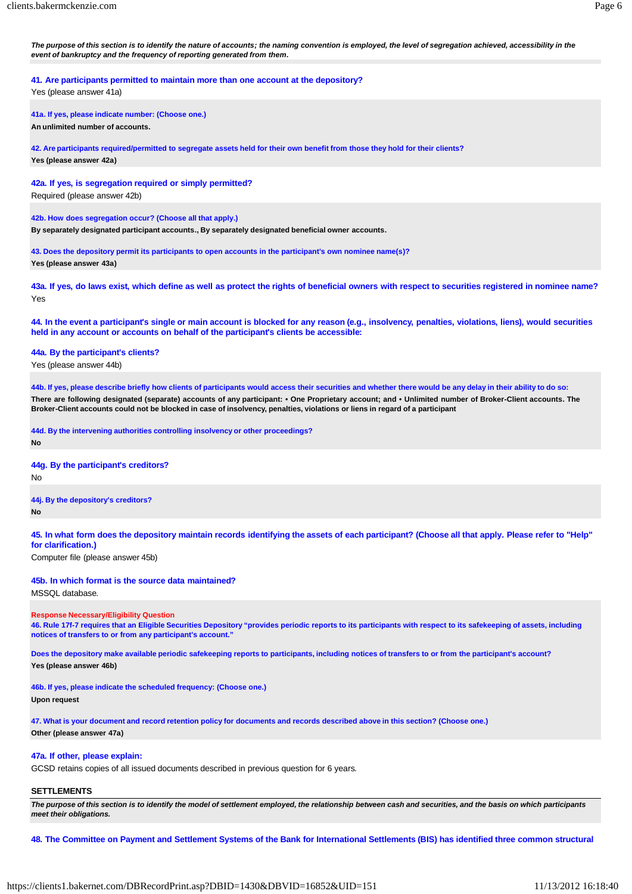*The purpose of this section is to identify the nature of accounts; the naming convention is employed, the level of segregation achieved, accessibility in the event of bankruptcy and the frequency of reporting generated from them.*

**41. Are participants permitted to maintain more than one account at the depository?**
Yes (please answer 41a)

**41a. If yes, please indicate number: (Choose one.)**
**An unlimited number of accounts.**

**42. Are participants required/permitted to segregate assets held for their own benefit from those they hold for their clients?**
**Yes (please answer 42a)**

**42a. If yes, is segregation required or simply permitted?**
Required (please answer 42b)

**42b. How does segregation occur? (Choose all that apply.)**
**By separately designated participant accounts., By separately designated beneficial owner accounts.**

**43. Does the depository permit its participants to open accounts in the participant's own nominee name(s)?**
**Yes (please answer 43a)**

**43a. If yes, do laws exist, which define as well as protect the rights of beneficial owners with respect to securities registered in nominee name?**
Yes

**44. In the event a participant's single or main account is blocked for any reason (e.g., insolvency, penalties, violations, liens), would securities held in any account or accounts on behalf of the participant's clients be accessible:**

**44a. By the participant's clients?**
Yes (please answer 44b)

**44b. If yes, please describe briefly how clients of participants would access their securities and whether there would be any delay in their ability to do so:**
**There are following designated (separate) accounts of any participant: • One Proprietary account; and • Unlimited number of Broker-Client accounts. The Broker-Client accounts could not be blocked in case of insolvency, penalties, violations or liens in regard of a participant**

**44d. By the intervening authorities controlling insolvency or other proceedings?**
**No**

**44g. By the participant's creditors?**
No

**44j. By the depository's creditors?**
**No**

**45. In what form does the depository maintain records identifying the assets of each participant? (Choose all that apply. Please refer to "Help" for clarification.)**
Computer file (please answer 45b)

**45b. In which format is the source data maintained?**
MSSQL database.

**Response Necessary/Eligibility Question**
**46. Rule 17f-7 requires that an Eligible Securities Depository "provides periodic reports to its participants with respect to its safekeeping of assets, including notices of transfers to or from any participant's account."**

**Does the depository make available periodic safekeeping reports to participants, including notices of transfers to or from the participant's account?**
**Yes (please answer 46b)**

**46b. If yes, please indicate the scheduled frequency: (Choose one.)**
**Upon request**

**47. What is your document and record retention policy for documents and records described above in this section? (Choose one.)**
**Other (please answer 47a)**

**47a. If other, please explain:**
GCSD retains copies of all issued documents described in previous question for 6 years.

## SETTLEMENTS

*The purpose of this section is to identify the model of settlement employed, the relationship between cash and securities, and the basis on which participants meet their obligations.*

**48. The Committee on Payment and Settlement Systems of the Bank for International Settlements (BIS) has identified three common structural**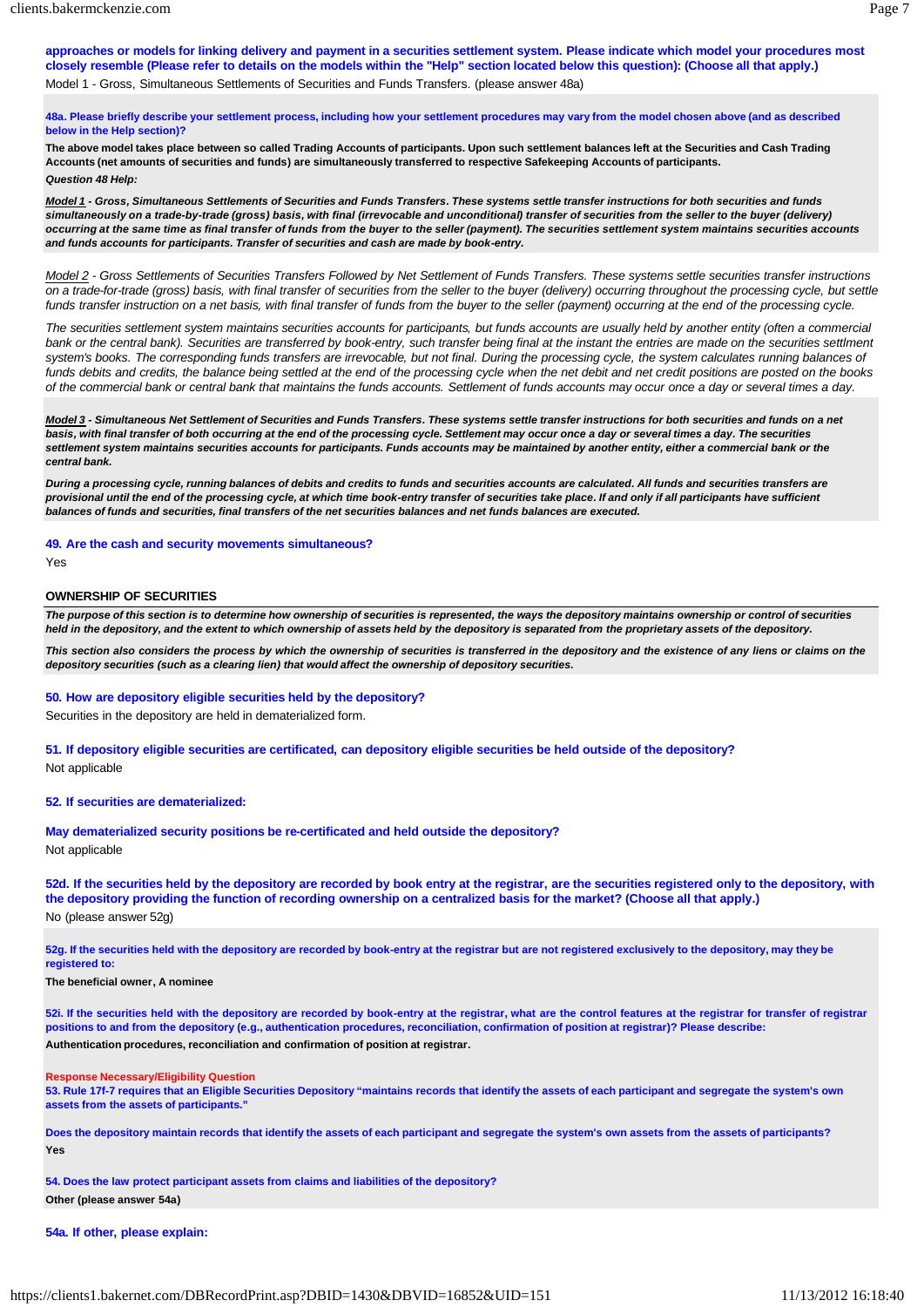**approaches or models for linking delivery and payment in a securities settlement system. Please indicate which model your procedures most closely resemble (Please refer to details on the models within the "Help" section located below this question): (Choose all that apply.)**

Model 1 - Gross, Simultaneous Settlements of Securities and Funds Transfers. (please answer 48a)

**48a. Please briefly describe your settlement process, including how your settlement procedures may vary from the model chosen above (and as described below in the Help section)?**

**The above model takes place between so called Trading Accounts of participants. Upon such settlement balances left at the Securities and Cash Trading Accounts (net amounts of securities and funds) are simultaneously transferred to respective Safekeeping Accounts of participants.**

***Question 48 Help:***

***Model 1 - Gross, Simultaneous Settlements of Securities and Funds Transfers. These systems settle transfer instructions for both securities and funds simultaneously on a trade-by-trade (gross) basis, with final (irrevocable and unconditional) transfer of securities from the seller to the buyer (delivery) occurring at the same time as final transfer of funds from the buyer to the seller (payment). The securities settlement system maintains securities accounts and funds accounts for participants. Transfer of securities and cash are made by book-entry.***

*Model 2 - Gross Settlements of Securities Transfers Followed by Net Settlement of Funds Transfers. These systems settle securities transfer instructions on a trade-for-trade (gross) basis, with final transfer of securities from the seller to the buyer (delivery) occurring throughout the processing cycle, but settle funds transfer instruction on a net basis, with final transfer of funds from the buyer to the seller (payment) occurring at the end of the processing cycle.*

*The securities settlement system maintains securities accounts for participants, but funds accounts are usually held by another entity (often a commercial bank or the central bank). Securities are transferred by book-entry, such transfer being final at the instant the entries are made on the securities settlment system's books. The corresponding funds transfers are irrevocable, but not final. During the processing cycle, the system calculates running balances of funds debits and credits, the balance being settled at the end of the processing cycle when the net debit and net credit positions are posted on the books of the commercial bank or central bank that maintains the funds accounts. Settlement of funds accounts may occur once a day or several times a day.*

***Model 3 - Simultaneous Net Settlement of Securities and Funds Transfers. These systems settle transfer instructions for both securities and funds on a net basis, with final transfer of both occurring at the end of the processing cycle. Settlement may occur once a day or several times a day. The securities settlement system maintains securities accounts for participants. Funds accounts may be maintained by another entity, either a commercial bank or the central bank.***

***During a processing cycle, running balances of debits and credits to funds and securities accounts are calculated. All funds and securities transfers are provisional until the end of the processing cycle, at which time book-entry transfer of securities take place. If and only if all participants have sufficient balances of funds and securities, final transfers of the net securities balances and net funds balances are executed.***

**49. Are the cash and security movements simultaneous?**

Yes

## OWNERSHIP OF SECURITIES

***The purpose of this section is to determine how ownership of securities is represented, the ways the depository maintains ownership or control of securities held in the depository, and the extent to which ownership of assets held by the depository is separated from the proprietary assets of the depository.***

***This section also considers the process by which the ownership of securities is transferred in the depository and the existence of any liens or claims on the depository securities (such as a clearing lien) that would affect the ownership of depository securities.***

**50. How are depository eligible securities held by the depository?**

Securities in the depository are held in dematerialized form.

**51. If depository eligible securities are certificated, can depository eligible securities be held outside of the depository?**

Not applicable

**52. If securities are dematerialized:**

**May dematerialized security positions be re-certificated and held outside the depository?**

Not applicable

**52d. If the securities held by the depository are recorded by book entry at the registrar, are the securities registered only to the depository, with the depository providing the function of recording ownership on a centralized basis for the market? (Choose all that apply.)**

No (please answer 52g)

**52g. If the securities held with the depository are recorded by book-entry at the registrar but are not registered exclusively to the depository, may they be registered to:**

**The beneficial owner, A nominee**

**52i. If the securities held with the depository are recorded by book-entry at the registrar, what are the control features at the registrar for transfer of registrar positions to and from the depository (e.g., authentication procedures, reconciliation, confirmation of position at registrar)? Please describe:**

**Authentication procedures, reconciliation and confirmation of position at registrar.**

**Response Necessary/Eligibility Question**

**53. Rule 17f-7 requires that an Eligible Securities Depository "maintains records that identify the assets of each participant and segregate the system's own assets from the assets of participants."**

**Does the depository maintain records that identify the assets of each participant and segregate the system's own assets from the assets of participants?**

**Yes**

**54. Does the law protect participant assets from claims and liabilities of the depository?**

**Other (please answer 54a)**

**54a. If other, please explain:**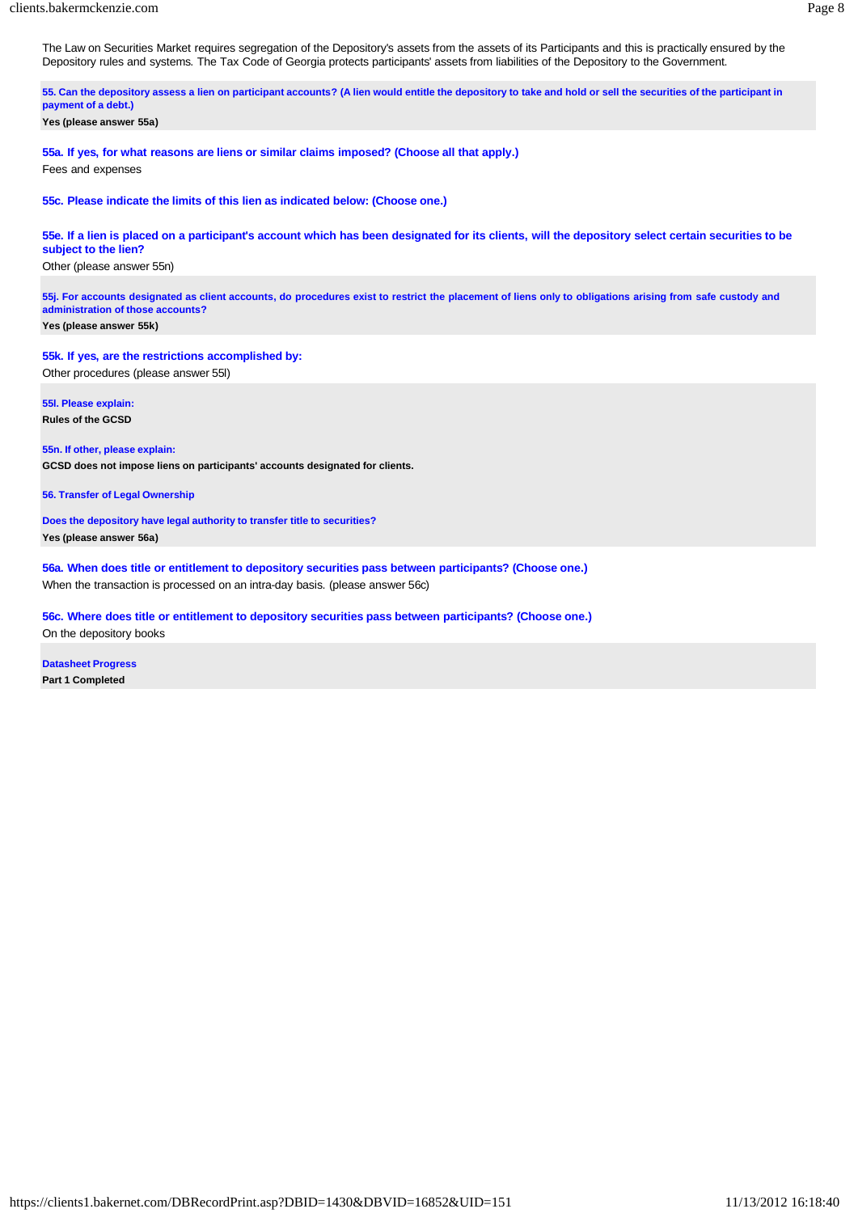The Law on Securities Market requires segregation of the Depository's assets from the assets of its Participants and this is practically ensured by the Depository rules and systems. The Tax Code of Georgia protects participants' assets from liabilities of the Depository to the Government.

**55. Can the depository assess a lien on participant accounts? (A lien would entitle the depository to take and hold or sell the securities of the participant in payment of a debt.)**

**Yes (please answer 55a)**

**55a. If yes, for what reasons are liens or similar claims imposed? (Choose all that apply.)**

Fees and expenses

**55c. Please indicate the limits of this lien as indicated below: (Choose one.)**

**55e. If a lien is placed on a participant's account which has been designated for its clients, will the depository select certain securities to be subject to the lien?**

Other (please answer 55n)

**55j. For accounts designated as client accounts, do procedures exist to restrict the placement of liens only to obligations arising from safe custody and administration of those accounts?**

**Yes (please answer 55k)**

**55k. If yes, are the restrictions accomplished by:**

Other procedures (please answer 55l)

**55l. Please explain:**

**Rules of the GCSD**

**55n. If other, please explain:**

**GCSD does not impose liens on participants' accounts designated for clients.**

**56. Transfer of Legal Ownership**

**Does the depository have legal authority to transfer title to securities?**

**Yes (please answer 56a)**

**56a. When does title or entitlement to depository securities pass between participants? (Choose one.)**

When the transaction is processed on an intra-day basis. (please answer 56c)

**56c. Where does title or entitlement to depository securities pass between participants? (Choose one.)**

On the depository books

**Datasheet Progress**

**Part 1 Completed**